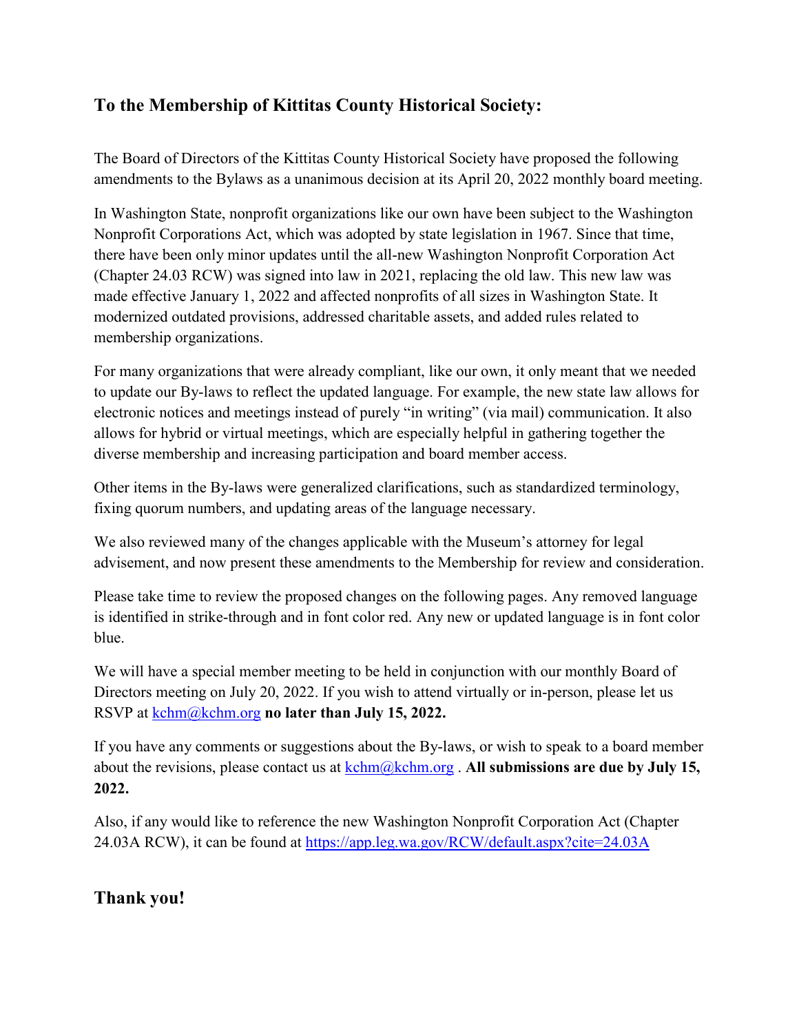## To the Membership of Kittitas County Historical Society:

The Board of Directors of the Kittitas County Historical Society have proposed the following amendments to the Bylaws as a unanimous decision at its April 20, 2022 monthly board meeting.

In Washington State, nonprofit organizations like our own have been subject to the Washington Nonprofit Corporations Act, which was adopted by state legislation in 1967. Since that time, there have been only minor updates until the all-new Washington Nonprofit Corporation Act (Chapter 24.03 RCW) was signed into law in 2021, replacing the old law. This new law was made effective January 1, 2022 and affected nonprofits of all sizes in Washington State. It modernized outdated provisions, addressed charitable assets, and added rules related to membership organizations.

For many organizations that were already compliant, like our own, it only meant that we needed to update our By-laws to reflect the updated language. For example, the new state law allows for electronic notices and meetings instead of purely "in writing" (via mail) communication. It also allows for hybrid or virtual meetings, which are especially helpful in gathering together the diverse membership and increasing participation and board member access.

Other items in the By-laws were generalized clarifications, such as standardized terminology, fixing quorum numbers, and updating areas of the language necessary.

We also reviewed many of the changes applicable with the Museum's attorney for legal advisement, and now present these amendments to the Membership for review and consideration.

Please take time to review the proposed changes on the following pages. Any removed language is identified in strike-through and in font color red. Any new or updated language is in font color blue.

We will have a special member meeting to be held in conjunction with our monthly Board of Directors meeting on July 20, 2022. If you wish to attend virtually or in-person, please let us RSVP at kchm@kchm.org **no later than July 15, 2022.**

If you have any comments or suggestions about the By-laws, or wish to speak to a board member about the revisions, please contact us at kchm@kchm.org . **All submissions are due by July 15, 2022.**

Also, if any would like to reference the new Washington Nonprofit Corporation Act (Chapter 24.03A RCW), it can be found at https://app.leg.wa.gov/RCW/default.aspx?cite=24.03A

## Thank you!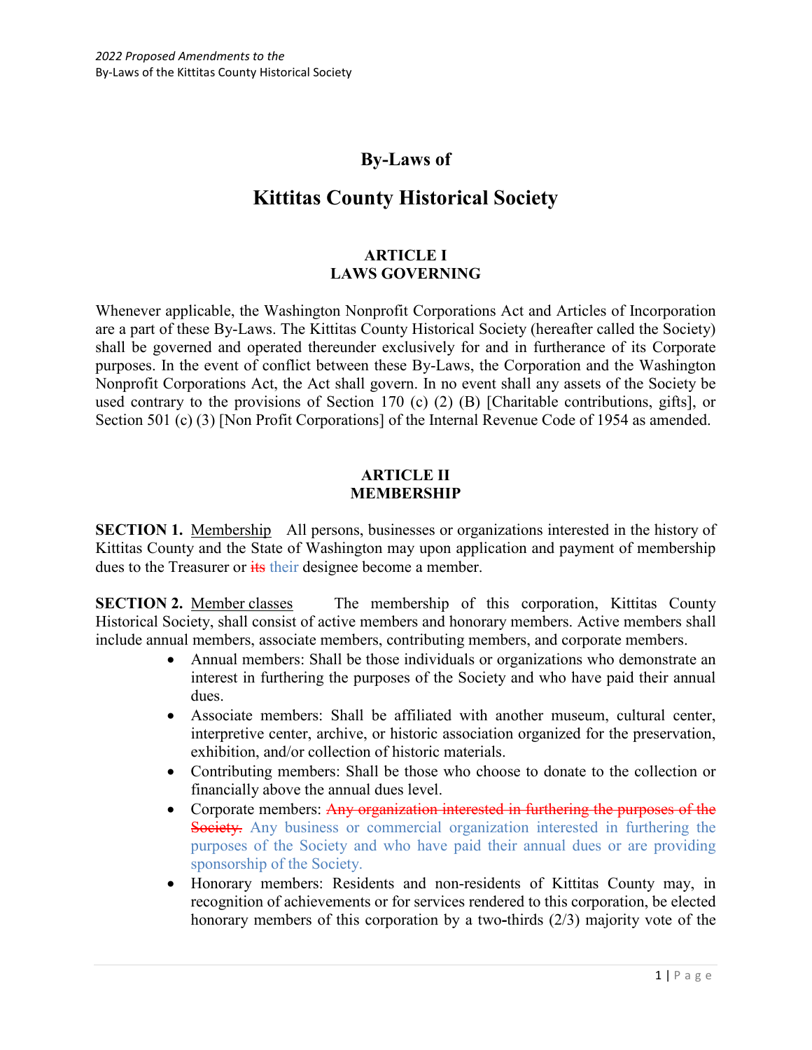# By-Laws of

# Kittitas County Historical Society

## ARTICLE I
## LAWS GOVERNING

Whenever applicable, the Washington Nonprofit Corporations Act and Articles of Incorporation are a part of these By-Laws. The Kittitas County Historical Society (hereafter called the Society) shall be governed and operated thereunder exclusively for and in furtherance of its Corporate purposes. In the event of conflict between these By-Laws, the Corporation and the Washington Nonprofit Corporations Act, the Act shall govern. In no event shall any assets of the Society be used contrary to the provisions of Section 170 (c) (2) (B) [Charitable contributions, gifts], or Section 501 (c) (3) [Non Profit Corporations] of the Internal Revenue Code of 1954 as amended.

## ARTICLE II
## MEMBERSHIP

**SECTION 1.** Membership All persons, businesses or organizations interested in the history of Kittitas County and the State of Washington may upon application and payment of membership dues to the Treasurer or ~~its~~ their designee become a member.

**SECTION 2.** Member classes The membership of this corporation, Kittitas County Historical Society, shall consist of active members and honorary members. Active members shall include annual members, associate members, contributing members, and corporate members.

- Annual members: Shall be those individuals or organizations who demonstrate an interest in furthering the purposes of the Society and who have paid their annual dues.
- Associate members: Shall be affiliated with another museum, cultural center, interpretive center, archive, or historic association organized for the preservation, exhibition, and/or collection of historic materials.
- Contributing members: Shall be those who choose to donate to the collection or financially above the annual dues level.
- Corporate members: ~~Any organization interested in furthering the purposes of the Society.~~ Any business or commercial organization interested in furthering the purposes of the Society and who have paid their annual dues or are providing sponsorship of the Society.
- Honorary members: Residents and non-residents of Kittitas County may, in recognition of achievements or for services rendered to this corporation, be elected honorary members of this corporation by a two-thirds (2/3) majority vote of the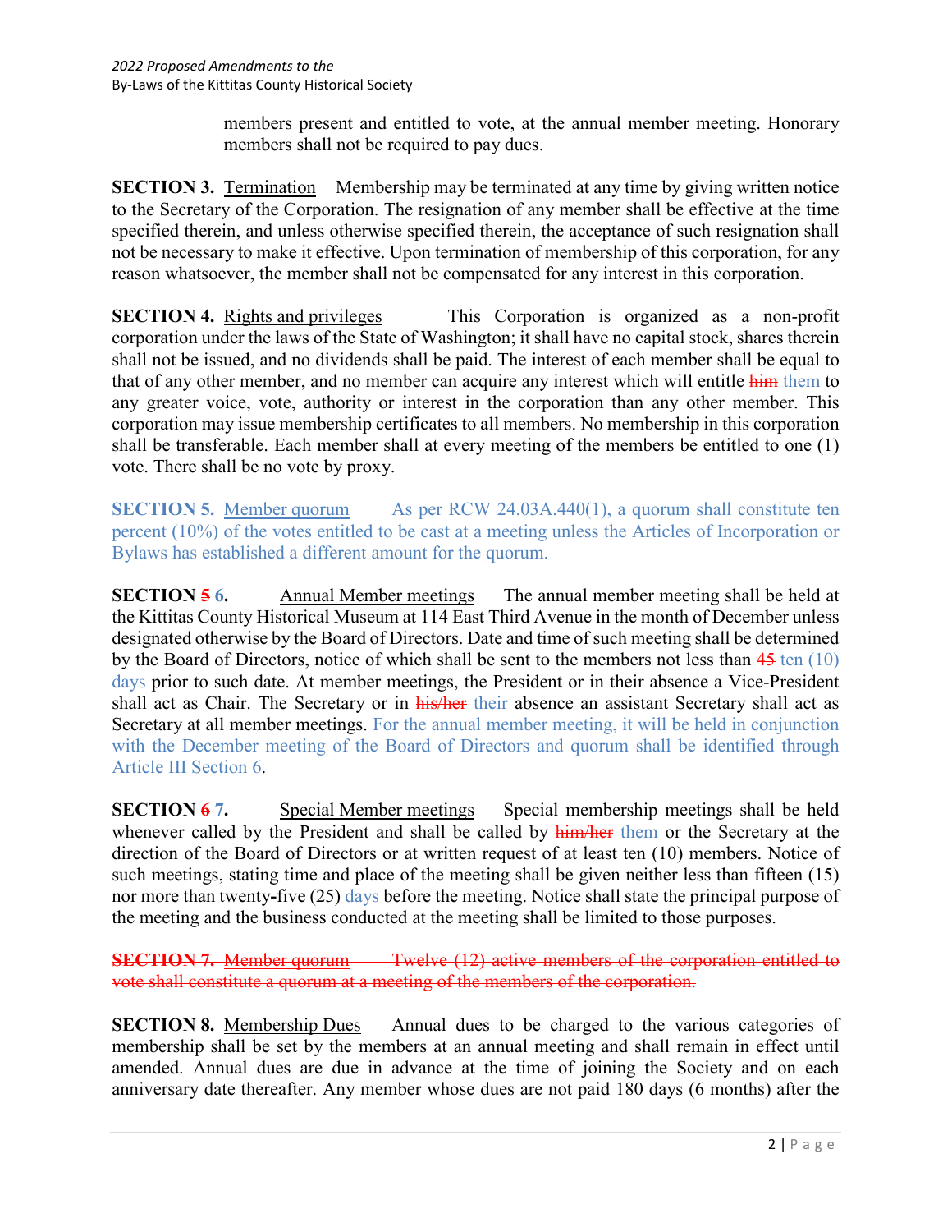members present and entitled to vote, at the annual member meeting. Honorary members shall not be required to pay dues.

**SECTION 3.** Termination Membership may be terminated at any time by giving written notice to the Secretary of the Corporation. The resignation of any member shall be effective at the time specified therein, and unless otherwise specified therein, the acceptance of such resignation shall not be necessary to make it effective. Upon termination of membership of this corporation, for any reason whatsoever, the member shall not be compensated for any interest in this corporation.

**SECTION 4.** Rights and privileges This Corporation is organized as a non-profit corporation under the laws of the State of Washington; it shall have no capital stock, shares therein shall not be issued, and no dividends shall be paid. The interest of each member shall be equal to that of any other member, and no member can acquire any interest which will entitle ~~him~~ them to any greater voice, vote, authority or interest in the corporation than any other member. This corporation may issue membership certificates to all members. No membership in this corporation shall be transferable. Each member shall at every meeting of the members be entitled to one (1) vote. There shall be no vote by proxy.

**SECTION 5.** Member quorum As per RCW 24.03A.440(1), a quorum shall constitute ten percent (10%) of the votes entitled to be cast at a meeting unless the Articles of Incorporation or Bylaws has established a different amount for the quorum.

**SECTION ~~5~~ 6.** Annual Member meetings The annual member meeting shall be held at the Kittitas County Historical Museum at 114 East Third Avenue in the month of December unless designated otherwise by the Board of Directors. Date and time of such meeting shall be determined by the Board of Directors, notice of which shall be sent to the members not less than ~~45~~ ten (10) days prior to such date. At member meetings, the President or in their absence a Vice-President shall act as Chair. The Secretary or in ~~his/her~~ their absence an assistant Secretary shall act as Secretary at all member meetings. For the annual member meeting, it will be held in conjunction with the December meeting of the Board of Directors and quorum shall be identified through Article III Section 6.

**SECTION ~~6~~ 7.** Special Member meetings Special membership meetings shall be held whenever called by the President and shall be called by ~~him/her~~ them or the Secretary at the direction of the Board of Directors or at written request of at least ten (10) members. Notice of such meetings, stating time and place of the meeting shall be given neither less than fifteen (15) nor more than twenty-five (25) days before the meeting. Notice shall state the principal purpose of the meeting and the business conducted at the meeting shall be limited to those purposes.

~~**SECTION 7.** Member quorum Twelve (12) active members of the corporation entitled to vote shall constitute a quorum at a meeting of the members of the corporation.~~

**SECTION 8.** Membership Dues Annual dues to be charged to the various categories of membership shall be set by the members at an annual meeting and shall remain in effect until amended. Annual dues are due in advance at the time of joining the Society and on each anniversary date thereafter. Any member whose dues are not paid 180 days (6 months) after the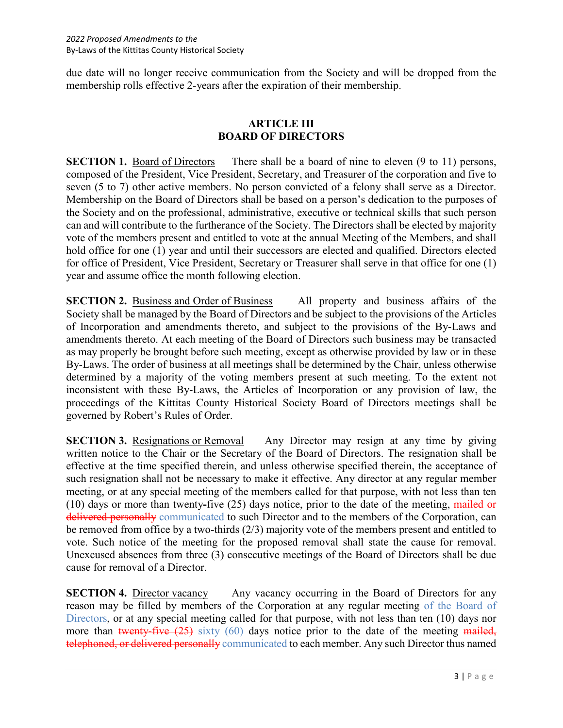due date will no longer receive communication from the Society and will be dropped from the membership rolls effective 2-years after the expiration of their membership.

## ARTICLE III
## BOARD OF DIRECTORS

**SECTION 1.** Board of Directors There shall be a board of nine to eleven (9 to 11) persons, composed of the President, Vice President, Secretary, and Treasurer of the corporation and five to seven (5 to 7) other active members. No person convicted of a felony shall serve as a Director. Membership on the Board of Directors shall be based on a person's dedication to the purposes of the Society and on the professional, administrative, executive or technical skills that such person can and will contribute to the furtherance of the Society. The Directors shall be elected by majority vote of the members present and entitled to vote at the annual Meeting of the Members, and shall hold office for one (1) year and until their successors are elected and qualified. Directors elected for office of President, Vice President, Secretary or Treasurer shall serve in that office for one (1) year and assume office the month following election.

**SECTION 2.** Business and Order of Business All property and business affairs of the Society shall be managed by the Board of Directors and be subject to the provisions of the Articles of Incorporation and amendments thereto, and subject to the provisions of the By-Laws and amendments thereto. At each meeting of the Board of Directors such business may be transacted as may properly be brought before such meeting, except as otherwise provided by law or in these By-Laws. The order of business at all meetings shall be determined by the Chair, unless otherwise determined by a majority of the voting members present at such meeting. To the extent not inconsistent with these By-Laws, the Articles of Incorporation or any provision of law, the proceedings of the Kittitas County Historical Society Board of Directors meetings shall be governed by Robert's Rules of Order.

**SECTION 3.** Resignations or Removal Any Director may resign at any time by giving written notice to the Chair or the Secretary of the Board of Directors. The resignation shall be effective at the time specified therein, and unless otherwise specified therein, the acceptance of such resignation shall not be necessary to make it effective. Any director at any regular member meeting, or at any special meeting of the members called for that purpose, with not less than ten (10) days or more than twenty-five (25) days notice, prior to the date of the meeting, ~~mailed or delivered personally~~ communicated to such Director and to the members of the Corporation, can be removed from office by a two-thirds (2/3) majority vote of the members present and entitled to vote. Such notice of the meeting for the proposed removal shall state the cause for removal. Unexcused absences from three (3) consecutive meetings of the Board of Directors shall be due cause for removal of a Director.

**SECTION 4.** Director vacancy Any vacancy occurring in the Board of Directors for any reason may be filled by members of the Corporation at any regular meeting of the Board of Directors, or at any special meeting called for that purpose, with not less than ten (10) days nor more than ~~twenty-five (25)~~ sixty (60) days notice prior to the date of the meeting ~~mailed, telephoned, or delivered personally~~ communicated to each member. Any such Director thus named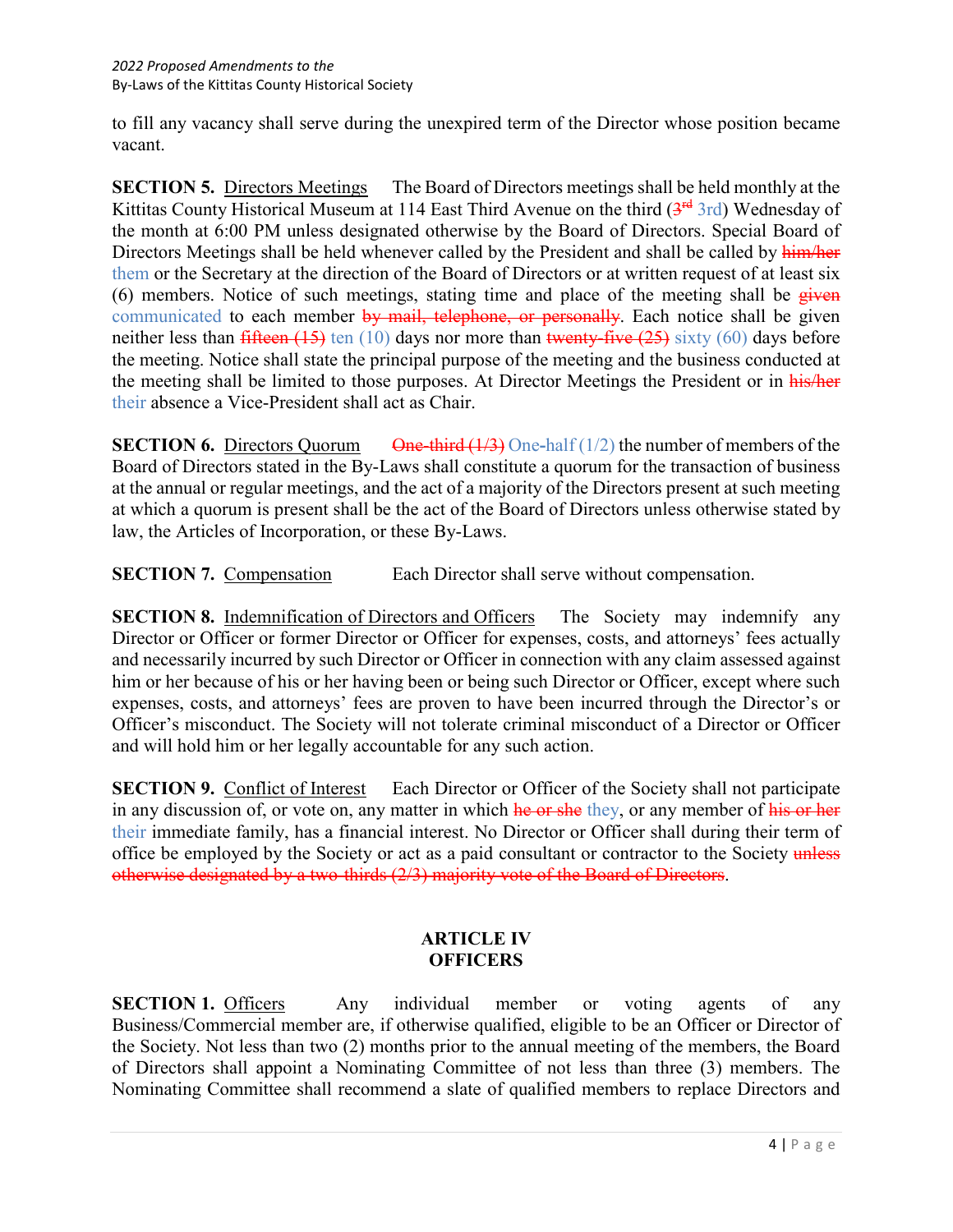to fill any vacancy shall serve during the unexpired term of the Director whose position became vacant.

**SECTION 5.** Directors Meetings The Board of Directors meetings shall be held monthly at the Kittitas County Historical Museum at 114 East Third Avenue on the third (~~3rd~~ 3rd) Wednesday of the month at 6:00 PM unless designated otherwise by the Board of Directors. Special Board of Directors Meetings shall be held whenever called by the President and shall be called by ~~him/her~~ them or the Secretary at the direction of the Board of Directors or at written request of at least six (6) members. Notice of such meetings, stating time and place of the meeting shall be ~~given~~ communicated to each member ~~by mail, telephone, or personally~~. Each notice shall be given neither less than ~~fifteen (15)~~ ten (10) days nor more than ~~twenty-five (25)~~ sixty (60) days before the meeting. Notice shall state the principal purpose of the meeting and the business conducted at the meeting shall be limited to those purposes. At Director Meetings the President or in ~~his/her~~ their absence a Vice-President shall act as Chair.

**SECTION 6.** Directors Quorum ~~One-third (1/3)~~ One-half (1/2) the number of members of the Board of Directors stated in the By-Laws shall constitute a quorum for the transaction of business at the annual or regular meetings, and the act of a majority of the Directors present at such meeting at which a quorum is present shall be the act of the Board of Directors unless otherwise stated by law, the Articles of Incorporation, or these By-Laws.

**SECTION 7.** Compensation Each Director shall serve without compensation.

**SECTION 8.** Indemnification of Directors and Officers The Society may indemnify any Director or Officer or former Director or Officer for expenses, costs, and attorneys' fees actually and necessarily incurred by such Director or Officer in connection with any claim assessed against him or her because of his or her having been or being such Director or Officer, except where such expenses, costs, and attorneys' fees are proven to have been incurred through the Director's or Officer's misconduct. The Society will not tolerate criminal misconduct of a Director or Officer and will hold him or her legally accountable for any such action.

**SECTION 9.** Conflict of Interest Each Director or Officer of the Society shall not participate in any discussion of, or vote on, any matter in which ~~he or she~~ they, or any member of ~~his or her~~ their immediate family, has a financial interest. No Director or Officer shall during their term of office be employed by the Society or act as a paid consultant or contractor to the Society ~~unless otherwise designated by a two-thirds (2/3) majority vote of the Board of Directors~~.

## ARTICLE IV
## OFFICERS

**SECTION 1.** Officers Any individual member or voting agents of any Business/Commercial member are, if otherwise qualified, eligible to be an Officer or Director of the Society. Not less than two (2) months prior to the annual meeting of the members, the Board of Directors shall appoint a Nominating Committee of not less than three (3) members. The Nominating Committee shall recommend a slate of qualified members to replace Directors and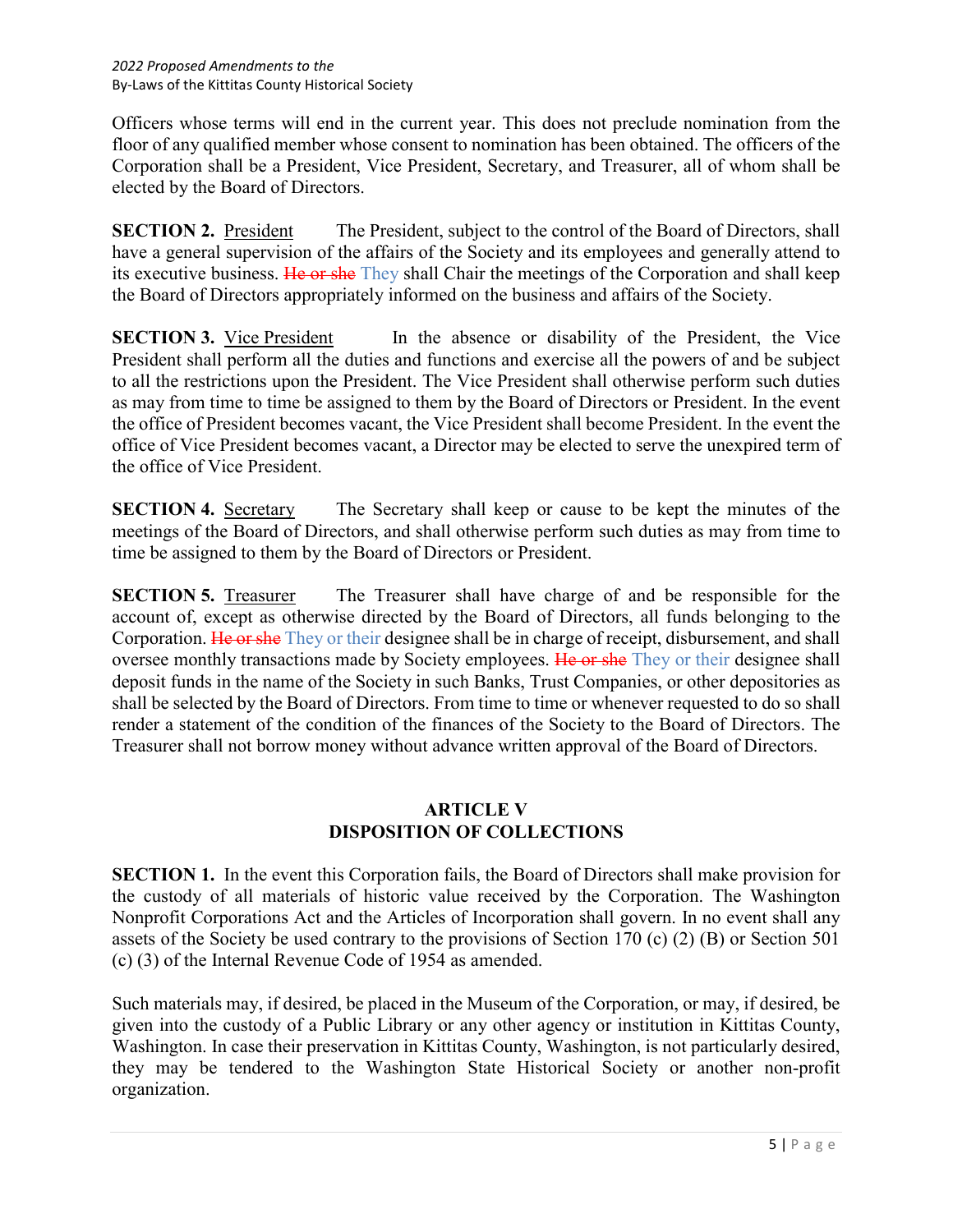Officers whose terms will end in the current year. This does not preclude nomination from the floor of any qualified member whose consent to nomination has been obtained. The officers of the Corporation shall be a President, Vice President, Secretary, and Treasurer, all of whom shall be elected by the Board of Directors.

**SECTION 2.** President The President, subject to the control of the Board of Directors, shall have a general supervision of the affairs of the Society and its employees and generally attend to its executive business. ~~He or she~~ They shall Chair the meetings of the Corporation and shall keep the Board of Directors appropriately informed on the business and affairs of the Society.

**SECTION 3.** Vice President In the absence or disability of the President, the Vice President shall perform all the duties and functions and exercise all the powers of and be subject to all the restrictions upon the President. The Vice President shall otherwise perform such duties as may from time to time be assigned to them by the Board of Directors or President. In the event the office of President becomes vacant, the Vice President shall become President. In the event the office of Vice President becomes vacant, a Director may be elected to serve the unexpired term of the office of Vice President.

**SECTION 4.** Secretary The Secretary shall keep or cause to be kept the minutes of the meetings of the Board of Directors, and shall otherwise perform such duties as may from time to time be assigned to them by the Board of Directors or President.

**SECTION 5.** Treasurer The Treasurer shall have charge of and be responsible for the account of, except as otherwise directed by the Board of Directors, all funds belonging to the Corporation. ~~He or she~~ They or their designee shall be in charge of receipt, disbursement, and shall oversee monthly transactions made by Society employees. ~~He or she~~ They or their designee shall deposit funds in the name of the Society in such Banks, Trust Companies, or other depositories as shall be selected by the Board of Directors. From time to time or whenever requested to do so shall render a statement of the condition of the finances of the Society to the Board of Directors. The Treasurer shall not borrow money without advance written approval of the Board of Directors.

## ARTICLE V
## DISPOSITION OF COLLECTIONS

**SECTION 1.** In the event this Corporation fails, the Board of Directors shall make provision for the custody of all materials of historic value received by the Corporation. The Washington Nonprofit Corporations Act and the Articles of Incorporation shall govern. In no event shall any assets of the Society be used contrary to the provisions of Section 170 (c) (2) (B) or Section 501 (c) (3) of the Internal Revenue Code of 1954 as amended.

Such materials may, if desired, be placed in the Museum of the Corporation, or may, if desired, be given into the custody of a Public Library or any other agency or institution in Kittitas County, Washington. In case their preservation in Kittitas County, Washington, is not particularly desired, they may be tendered to the Washington State Historical Society or another non-profit organization.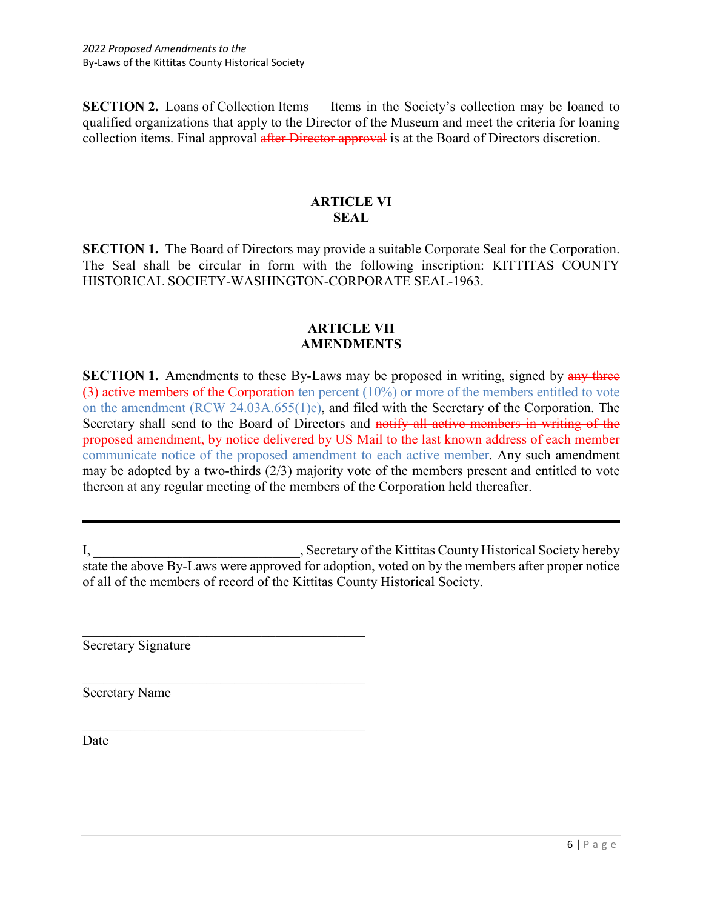**SECTION 2.** Loans of Collection Items Items in the Society's collection may be loaned to qualified organizations that apply to the Director of the Museum and meet the criteria for loaning collection items. Final approval ~~after Director approval~~ is at the Board of Directors discretion.

## ARTICLE VI
## SEAL

**SECTION 1.** The Board of Directors may provide a suitable Corporate Seal for the Corporation. The Seal shall be circular in form with the following inscription: KITTITAS COUNTY HISTORICAL SOCIETY-WASHINGTON-CORPORATE SEAL-1963.

## ARTICLE VII
## AMENDMENTS

**SECTION 1.** Amendments to these By-Laws may be proposed in writing, signed by ~~any three (3) active members of the Corporation~~ ten percent (10%) or more of the members entitled to vote on the amendment (RCW 24.03A.655(1)e), and filed with the Secretary of the Corporation. The Secretary shall send to the Board of Directors and ~~notify all active members in writing of the proposed amendment, by notice delivered by US Mail to the last known address of each member~~ communicate notice of the proposed amendment to each active member. Any such amendment may be adopted by a two-thirds (2/3) majority vote of the members present and entitled to vote thereon at any regular meeting of the members of the Corporation held thereafter.

---

I, ______________________________, Secretary of the Kittitas County Historical Society hereby state the above By-Laws were approved for adoption, voted on by the members after proper notice of all of the members of record of the Kittitas County Historical Society.

______________________________
Secretary Signature

______________________________
Secretary Name

______________________________
Date